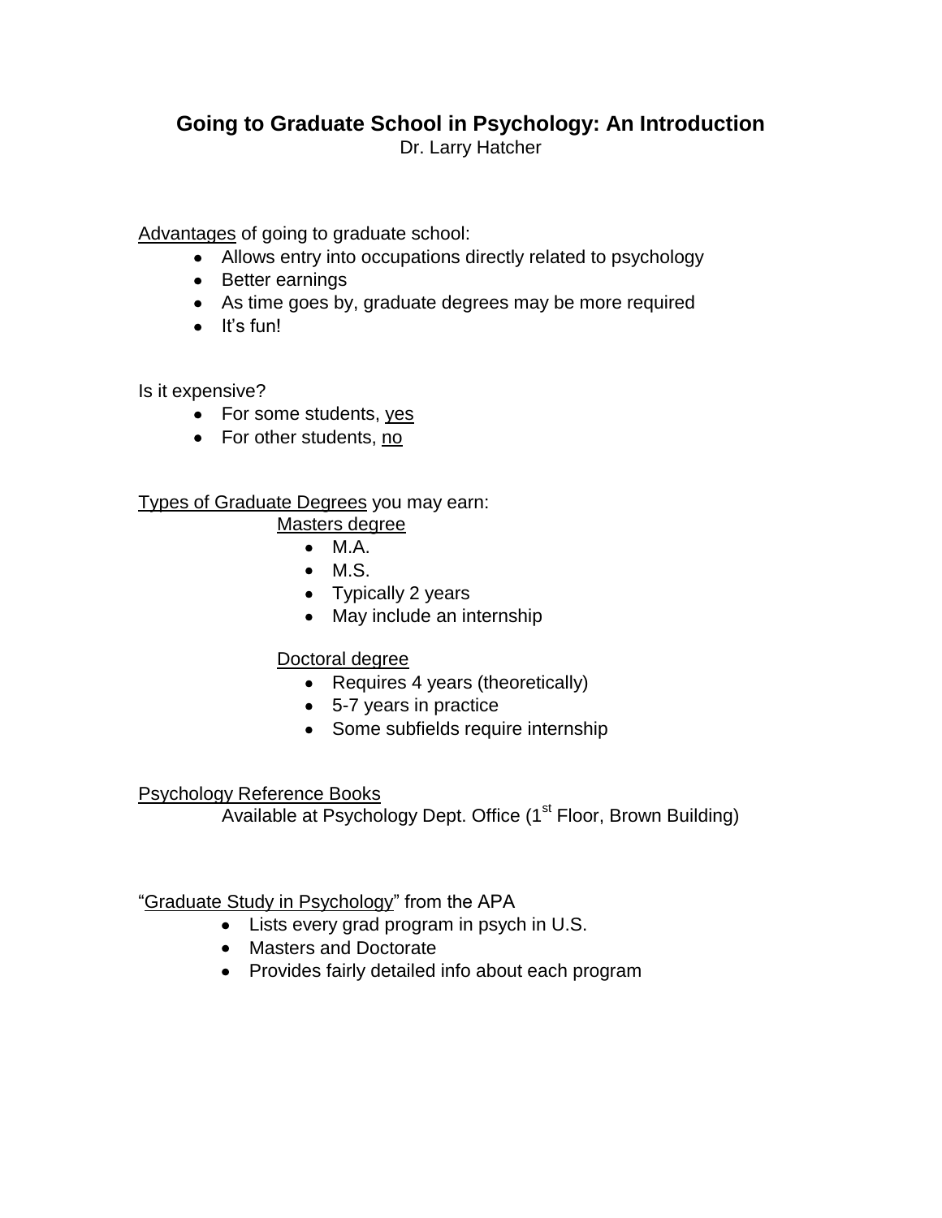# Going to Graduate School in Psychology: An Introduction

Dr. Larry Hatcher

Advantages of going to graduate school:

- Allows entry into occupations directly related to psychology
- Better earnings
- As time goes by, graduate degrees may be more required
- It's fun!

Is it expensive?

- For some students, yes
- For other students, no

Types of Graduate Degrees you may earn:

Masters degree

- M.A.
- M.S.
- Typically 2 years
- May include an internship

Doctoral degree

- Requires 4 years (theoretically)
- 5-7 years in practice
- Some subfields require internship

Psychology Reference Books

Available at Psychology Dept. Office (1st Floor, Brown Building)

"Graduate Study in Psychology" from the APA

- Lists every grad program in psych in U.S.
- Masters and Doctorate
- Provides fairly detailed info about each program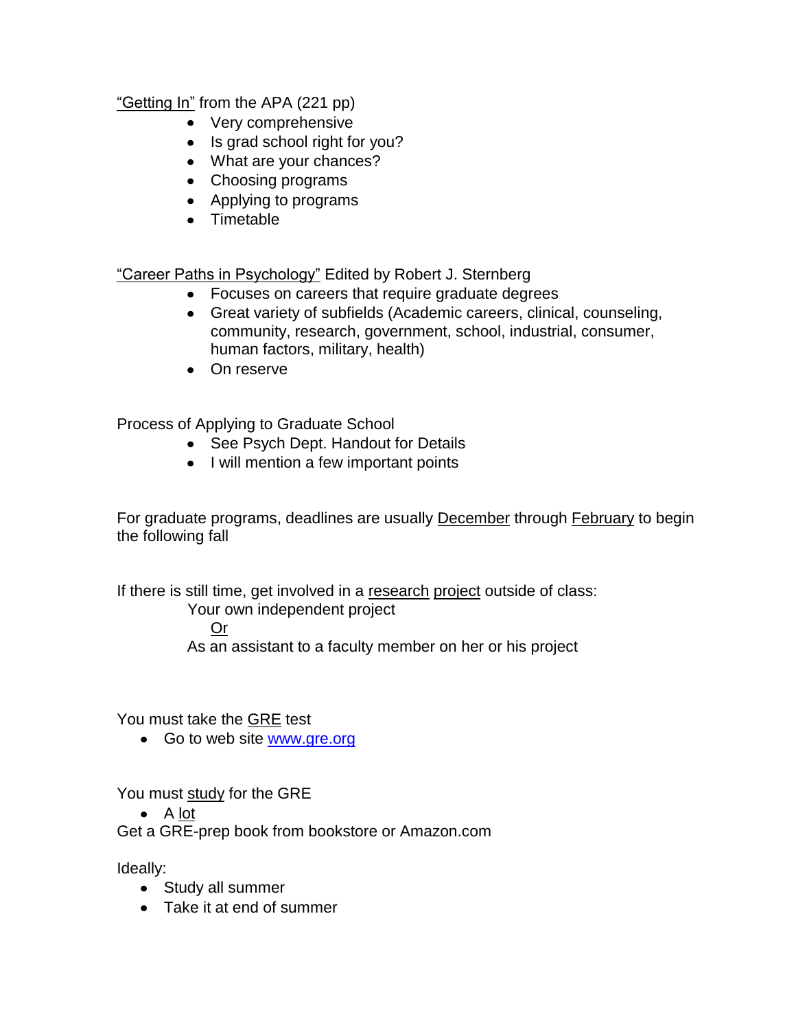<u>"Getting In"</u> from the APA (221 pp)

- Very comprehensive
- Is grad school right for you?
- What are your chances?
- Choosing programs
- Applying to programs
- Timetable

<u>"Career Paths in Psychology"</u> Edited by Robert J. Sternberg

- Focuses on careers that require graduate degrees
- Great variety of subfields (Academic careers, clinical, counseling, community, research, government, school, industrial, consumer, human factors, military, health)
- On reserve

Process of Applying to Graduate School

- See Psych Dept. Handout for Details
- I will mention a few important points

For graduate programs, deadlines are usually <u>December</u> through <u>February</u> to begin the following fall

If there is still time, get involved in a <u>research</u> <u>project</u> outside of class:

Your own independent project

<u>Or</u>

As an assistant to a faculty member on her or his project

You must take the <u>GRE</u> test

- Go to web site [www.gre.org](http://www.gre.org)

You must <u>study</u> for the GRE

- A <u>lot</u>

Get a GRE-prep book from bookstore or Amazon.com

Ideally:

- Study all summer
- Take it at end of summer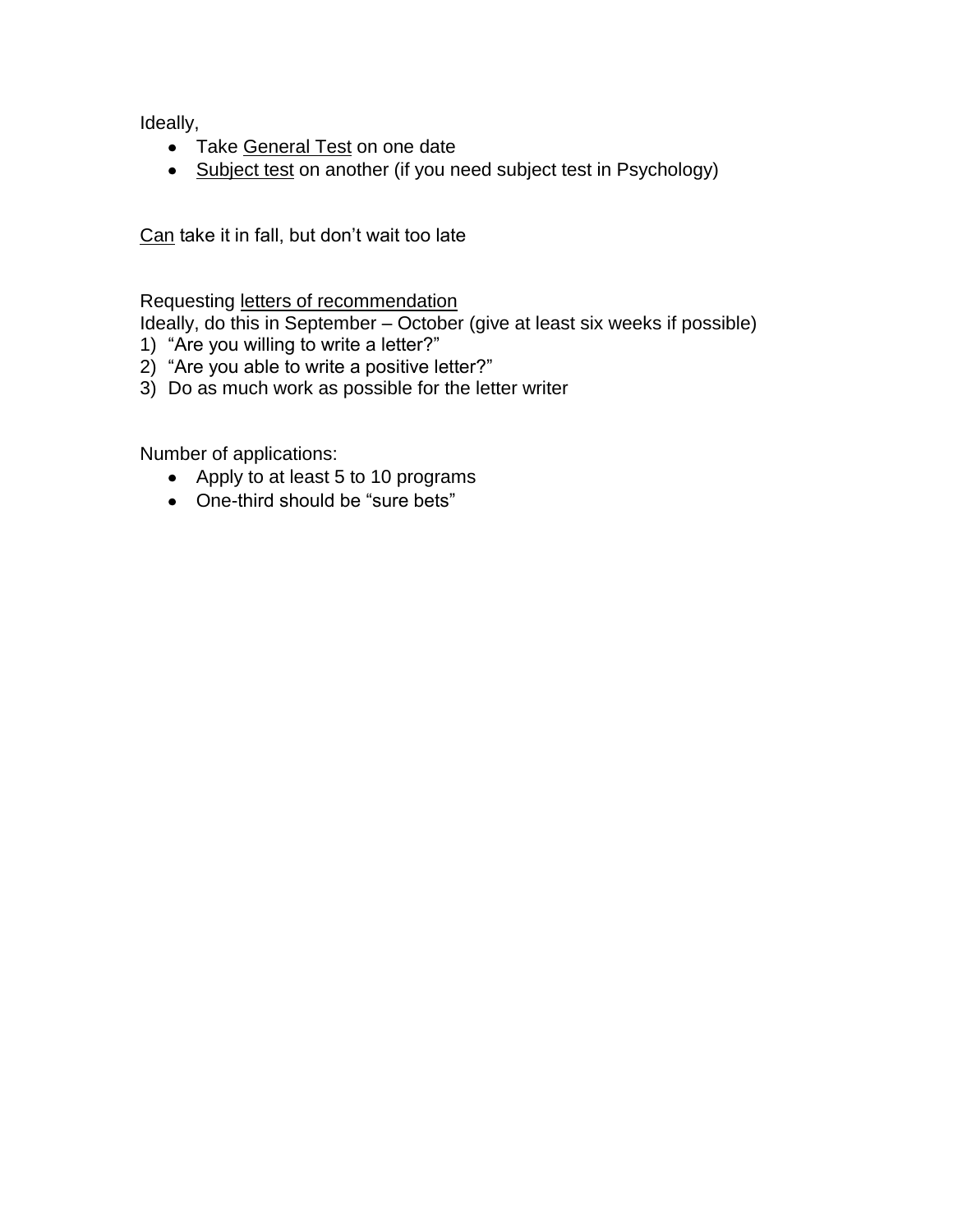Ideally,

- Take <u>General Test</u> on one date
- <u>Subject test</u> on another (if you need subject test in Psychology)

<u>Can</u> take it in fall, but don't wait too late

Requesting <u>letters of recommendation</u>
Ideally, do this in September – October (give at least six weeks if possible)

1) "Are you willing to write a letter?"
2) "Are you able to write a positive letter?"
3) Do as much work as possible for the letter writer

Number of applications:

- Apply to at least 5 to 10 programs
- One-third should be "sure bets"